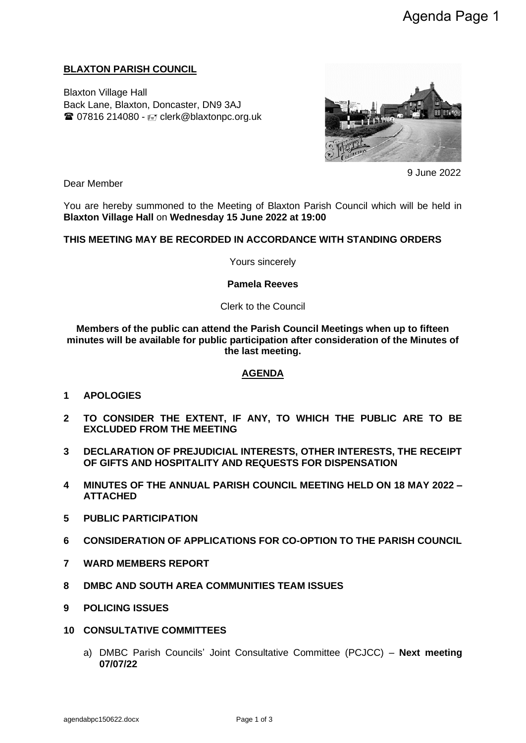**BLAXTON PARISH COUNCIL**

Blaxton Village Hall
Back Lane, Blaxton, Doncaster, DN9 3AJ
☎ 07816 214080 - clerk@blaxtonpc.org.uk

9 June 2022

Dear Member

You are hereby summoned to the Meeting of Blaxton Parish Council which will be held in **Blaxton Village Hall** on **Wednesday 15 June 2022 at 19:00**

**THIS MEETING MAY BE RECORDED IN ACCORDANCE WITH STANDING ORDERS**

Yours sincerely

**Pamela Reeves**

Clerk to the Council

**Members of the public can attend the Parish Council Meetings when up to fifteen minutes will be available for public participation after consideration of the Minutes of the last meeting.**

## AGENDA

1. **APOLOGIES**
2. **TO CONSIDER THE EXTENT, IF ANY, TO WHICH THE PUBLIC ARE TO BE EXCLUDED FROM THE MEETING**
3. **DECLARATION OF PREJUDICIAL INTERESTS, OTHER INTERESTS, THE RECEIPT OF GIFTS AND HOSPITALITY AND REQUESTS FOR DISPENSATION**
4. **MINUTES OF THE ANNUAL PARISH COUNCIL MEETING HELD ON 18 MAY 2022 – ATTACHED**
5. **PUBLIC PARTICIPATION**
6. **CONSIDERATION OF APPLICATIONS FOR CO-OPTION TO THE PARISH COUNCIL**
7. **WARD MEMBERS REPORT**
8. **DMBC AND SOUTH AREA COMMUNITIES TEAM ISSUES**
9. **POLICING ISSUES**
10. **CONSULTATIVE COMMITTEES**
    a) DMBC Parish Councils' Joint Consultative Committee (PCJCC) – **Next meeting 07/07/22**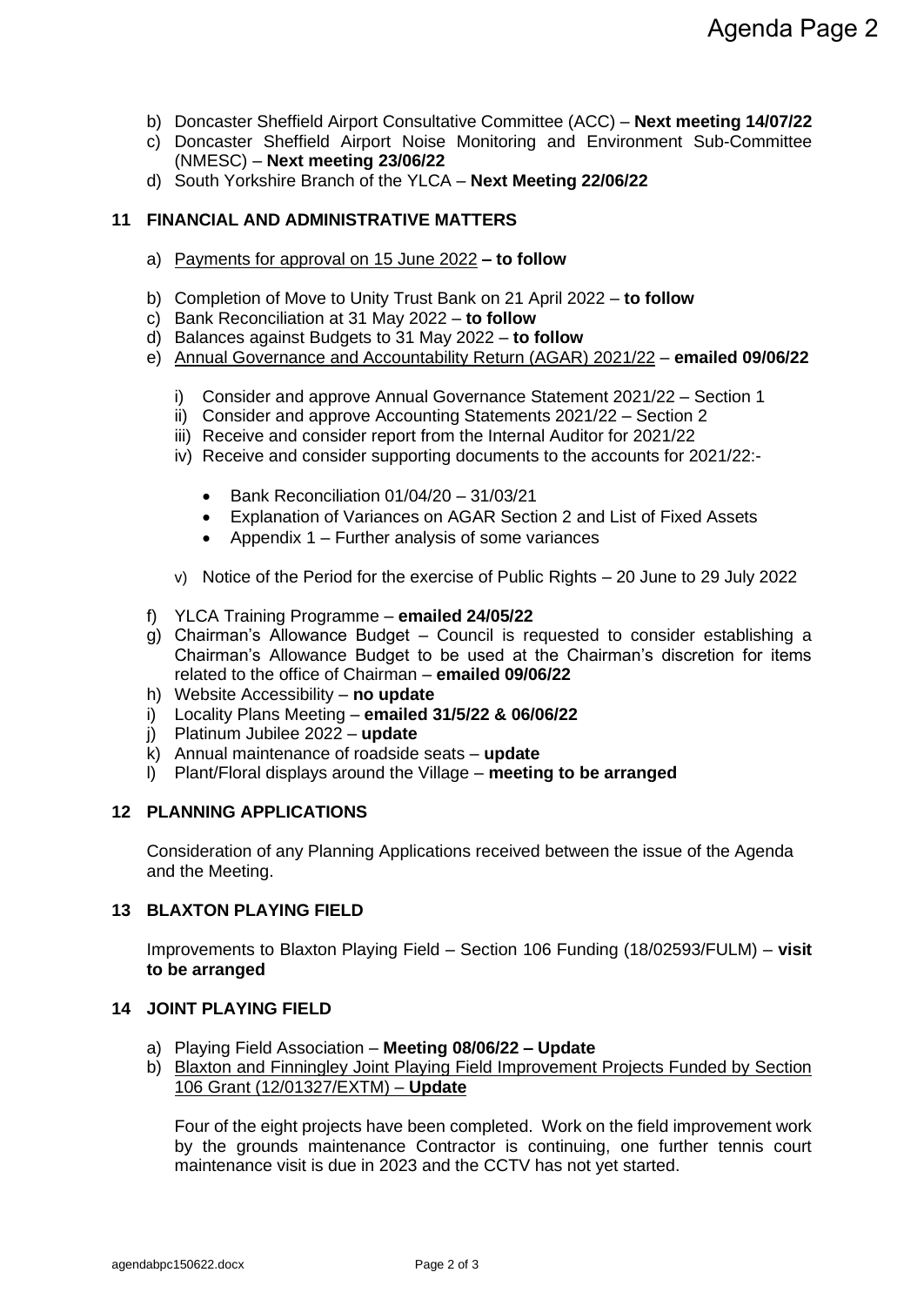b) Doncaster Sheffield Airport Consultative Committee (ACC) – **Next meeting 14/07/22**
c) Doncaster Sheffield Airport Noise Monitoring and Environment Sub-Committee (NMESC) – **Next meeting 23/06/22**
d) South Yorkshire Branch of the YLCA – **Next Meeting 22/06/22**

## 11 FINANCIAL AND ADMINISTRATIVE MATTERS

a) Payments for approval on 15 June 2022 **– to follow**

b) Completion of Move to Unity Trust Bank on 21 April 2022 – **to follow**
c) Bank Reconciliation at 31 May 2022 – **to follow**
d) Balances against Budgets to 31 May 2022 – **to follow**
e) Annual Governance and Accountability Return (AGAR) 2021/22 – **emailed 09/06/22**

   i) Consider and approve Annual Governance Statement 2021/22 – Section 1
   ii) Consider and approve Accounting Statements 2021/22 – Section 2
   iii) Receive and consider report from the Internal Auditor for 2021/22
   iv) Receive and consider supporting documents to the accounts for 2021/22:-

   - Bank Reconciliation 01/04/20 – 31/03/21
   - Explanation of Variances on AGAR Section 2 and List of Fixed Assets
   - Appendix 1 – Further analysis of some variances

   v) Notice of the Period for the exercise of Public Rights – 20 June to 29 July 2022

f) YLCA Training Programme – **emailed 24/05/22**
g) Chairman's Allowance Budget – Council is requested to consider establishing a Chairman's Allowance Budget to be used at the Chairman's discretion for items related to the office of Chairman – **emailed 09/06/22**
h) Website Accessibility – **no update**
i) Locality Plans Meeting – **emailed 31/5/22 & 06/06/22**
j) Platinum Jubilee 2022 – **update**
k) Annual maintenance of roadside seats – **update**
l) Plant/Floral displays around the Village – **meeting to be arranged**

## 12 PLANNING APPLICATIONS

Consideration of any Planning Applications received between the issue of the Agenda and the Meeting.

## 13 BLAXTON PLAYING FIELD

Improvements to Blaxton Playing Field – Section 106 Funding (18/02593/FULM) – **visit to be arranged**

## 14 JOINT PLAYING FIELD

a) Playing Field Association – **Meeting 08/06/22 – Update**
b) Blaxton and Finningley Joint Playing Field Improvement Projects Funded by Section 106 Grant (12/01327/EXTM) – **Update**

Four of the eight projects have been completed. Work on the field improvement work by the grounds maintenance Contractor is continuing, one further tennis court maintenance visit is due in 2023 and the CCTV has not yet started.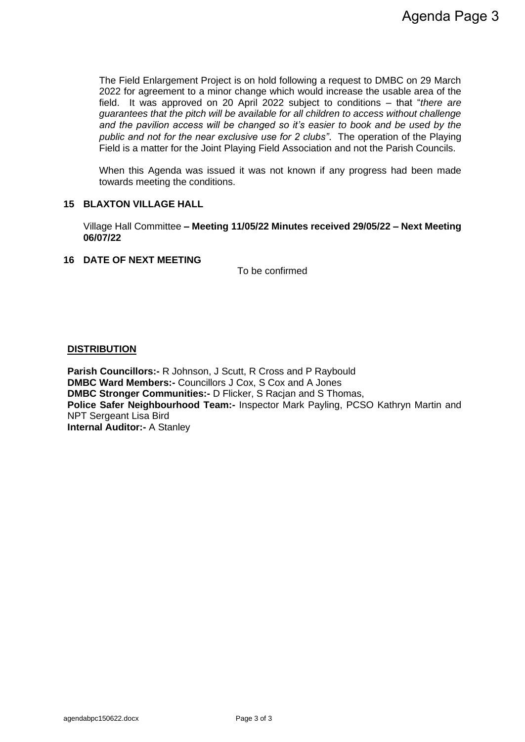The Field Enlargement Project is on hold following a request to DMBC on 29 March 2022 for agreement to a minor change which would increase the usable area of the field. It was approved on 20 April 2022 subject to conditions – that "*there are guarantees that the pitch will be available for all children to access without challenge and the pavilion access will be changed so it's easier to book and be used by the public and not for the near exclusive use for 2 clubs"*. The operation of the Playing Field is a matter for the Joint Playing Field Association and not the Parish Councils.

When this Agenda was issued it was not known if any progress had been made towards meeting the conditions.

## 15 BLAXTON VILLAGE HALL

Village Hall Committee **– Meeting 11/05/22 Minutes received 29/05/22 – Next Meeting 06/07/22**

## 16 DATE OF NEXT MEETING

To be confirmed

**DISTRIBUTION**

**Parish Councillors:-** R Johnson, J Scutt, R Cross and P Raybould
**DMBC Ward Members:-** Councillors J Cox, S Cox and A Jones
**DMBC Stronger Communities:-** D Flicker, S Racjan and S Thomas,
**Police Safer Neighbourhood Team:-** Inspector Mark Payling, PCSO Kathryn Martin and NPT Sergeant Lisa Bird
**Internal Auditor:-** A Stanley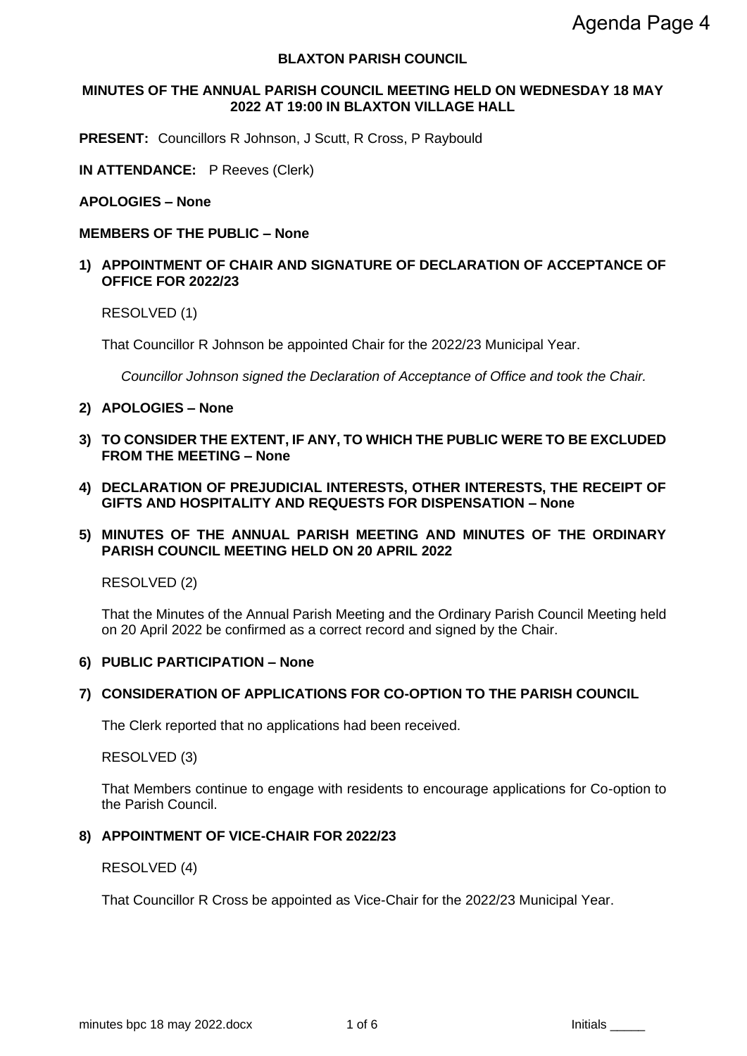**BLAXTON PARISH COUNCIL**

**MINUTES OF THE ANNUAL PARISH COUNCIL MEETING HELD ON WEDNESDAY 18 MAY 2022 AT 19:00 IN BLAXTON VILLAGE HALL**

**PRESENT:** Councillors R Johnson, J Scutt, R Cross, P Raybould

**IN ATTENDANCE:** P Reeves (Clerk)

**APOLOGIES – None**

**MEMBERS OF THE PUBLIC – None**

**1) APPOINTMENT OF CHAIR AND SIGNATURE OF DECLARATION OF ACCEPTANCE OF OFFICE FOR 2022/23**

RESOLVED (1)

That Councillor R Johnson be appointed Chair for the 2022/23 Municipal Year.

*Councillor Johnson signed the Declaration of Acceptance of Office and took the Chair.*

**2) APOLOGIES – None**

**3) TO CONSIDER THE EXTENT, IF ANY, TO WHICH THE PUBLIC WERE TO BE EXCLUDED FROM THE MEETING – None**

**4) DECLARATION OF PREJUDICIAL INTERESTS, OTHER INTERESTS, THE RECEIPT OF GIFTS AND HOSPITALITY AND REQUESTS FOR DISPENSATION – None**

**5) MINUTES OF THE ANNUAL PARISH MEETING AND MINUTES OF THE ORDINARY PARISH COUNCIL MEETING HELD ON 20 APRIL 2022**

RESOLVED (2)

That the Minutes of the Annual Parish Meeting and the Ordinary Parish Council Meeting held on 20 April 2022 be confirmed as a correct record and signed by the Chair.

**6) PUBLIC PARTICIPATION – None**

**7) CONSIDERATION OF APPLICATIONS FOR CO-OPTION TO THE PARISH COUNCIL**

The Clerk reported that no applications had been received.

RESOLVED (3)

That Members continue to engage with residents to encourage applications for Co-option to the Parish Council.

**8) APPOINTMENT OF VICE-CHAIR FOR 2022/23**

RESOLVED (4)

That Councillor R Cross be appointed as Vice-Chair for the 2022/23 Municipal Year.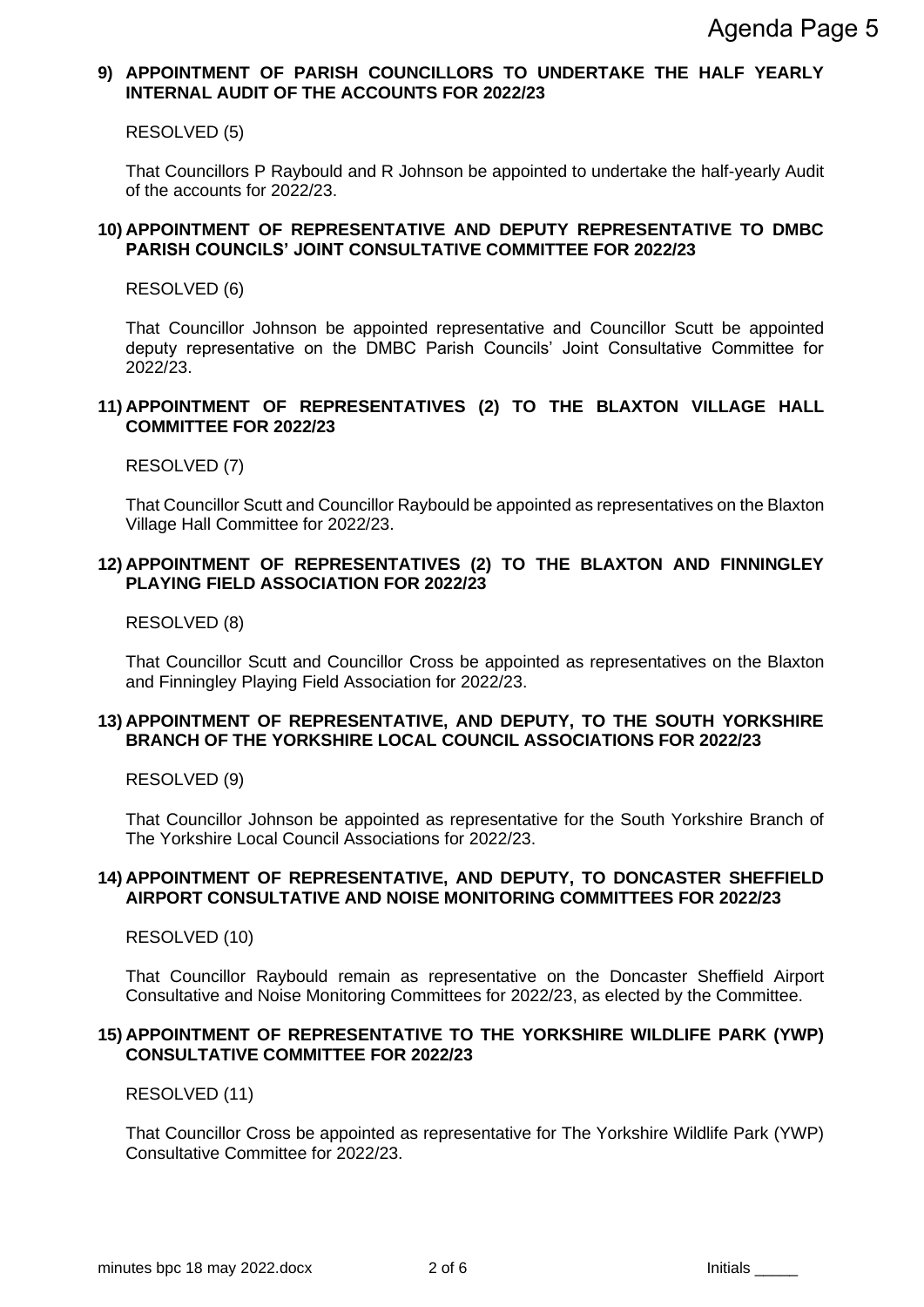**9) APPOINTMENT OF PARISH COUNCILLORS TO UNDERTAKE THE HALF YEARLY INTERNAL AUDIT OF THE ACCOUNTS FOR 2022/23**

RESOLVED (5)

That Councillors P Raybould and R Johnson be appointed to undertake the half-yearly Audit of the accounts for 2022/23.

**10) APPOINTMENT OF REPRESENTATIVE AND DEPUTY REPRESENTATIVE TO DMBC PARISH COUNCILS' JOINT CONSULTATIVE COMMITTEE FOR 2022/23**

RESOLVED (6)

That Councillor Johnson be appointed representative and Councillor Scutt be appointed deputy representative on the DMBC Parish Councils' Joint Consultative Committee for 2022/23.

**11) APPOINTMENT OF REPRESENTATIVES (2) TO THE BLAXTON VILLAGE HALL COMMITTEE FOR 2022/23**

RESOLVED (7)

That Councillor Scutt and Councillor Raybould be appointed as representatives on the Blaxton Village Hall Committee for 2022/23.

**12) APPOINTMENT OF REPRESENTATIVES (2) TO THE BLAXTON AND FINNINGLEY PLAYING FIELD ASSOCIATION FOR 2022/23**

RESOLVED (8)

That Councillor Scutt and Councillor Cross be appointed as representatives on the Blaxton and Finningley Playing Field Association for 2022/23.

**13) APPOINTMENT OF REPRESENTATIVE, AND DEPUTY, TO THE SOUTH YORKSHIRE BRANCH OF THE YORKSHIRE LOCAL COUNCIL ASSOCIATIONS FOR 2022/23**

RESOLVED (9)

That Councillor Johnson be appointed as representative for the South Yorkshire Branch of The Yorkshire Local Council Associations for 2022/23.

**14) APPOINTMENT OF REPRESENTATIVE, AND DEPUTY, TO DONCASTER SHEFFIELD AIRPORT CONSULTATIVE AND NOISE MONITORING COMMITTEES FOR 2022/23**

RESOLVED (10)

That Councillor Raybould remain as representative on the Doncaster Sheffield Airport Consultative and Noise Monitoring Committees for 2022/23, as elected by the Committee.

**15) APPOINTMENT OF REPRESENTATIVE TO THE YORKSHIRE WILDLIFE PARK (YWP) CONSULTATIVE COMMITTEE FOR 2022/23**

RESOLVED (11)

That Councillor Cross be appointed as representative for The Yorkshire Wildlife Park (YWP) Consultative Committee for 2022/23.

Initials _____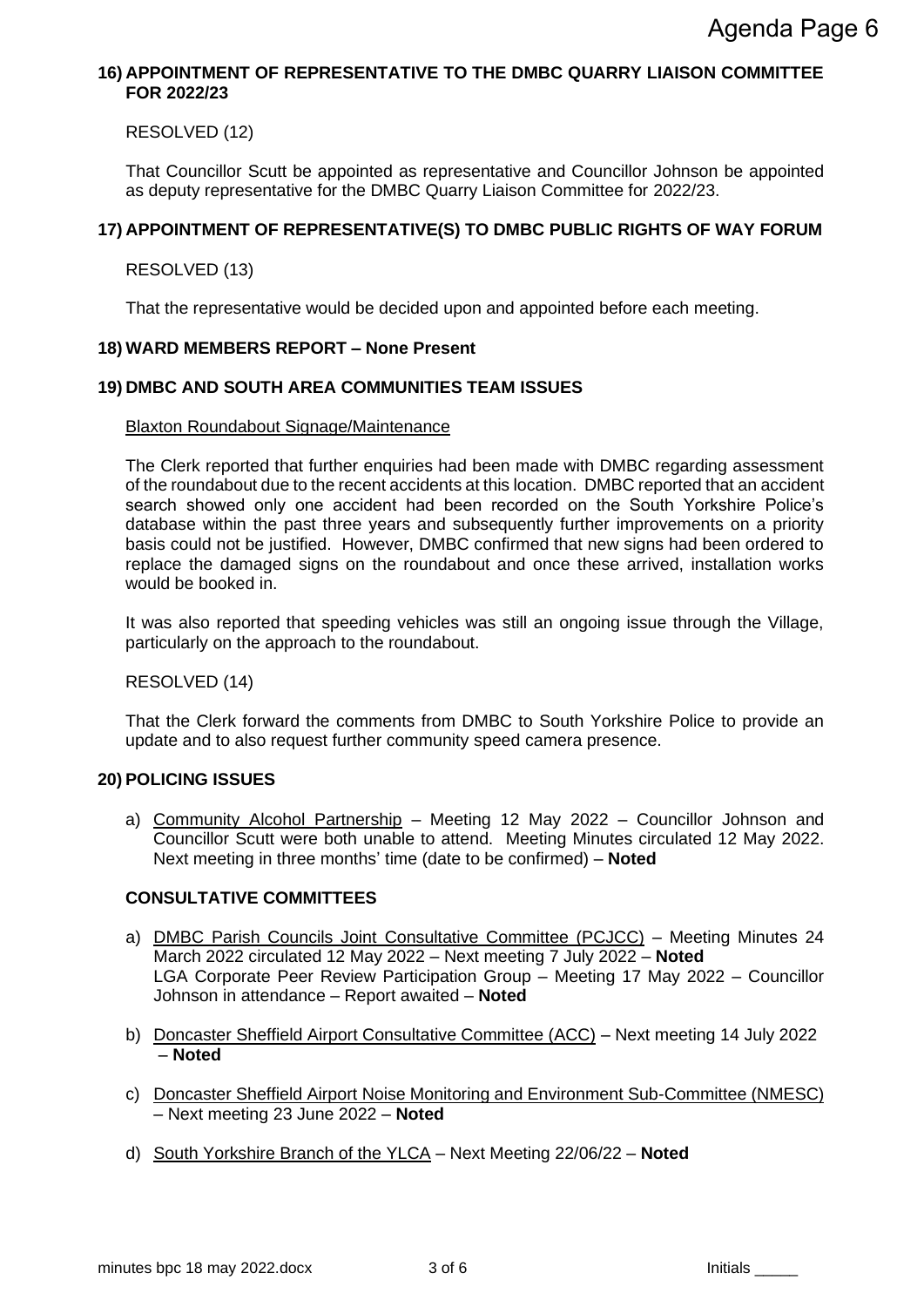## 16) APPOINTMENT OF REPRESENTATIVE TO THE DMBC QUARRY LIAISON COMMITTEE FOR 2022/23

RESOLVED (12)

That Councillor Scutt be appointed as representative and Councillor Johnson be appointed as deputy representative for the DMBC Quarry Liaison Committee for 2022/23.

## 17) APPOINTMENT OF REPRESENTATIVE(S) TO DMBC PUBLIC RIGHTS OF WAY FORUM

RESOLVED (13)

That the representative would be decided upon and appointed before each meeting.

## 18) WARD MEMBERS REPORT – None Present

## 19) DMBC AND SOUTH AREA COMMUNITIES TEAM ISSUES

Blaxton Roundabout Signage/Maintenance

The Clerk reported that further enquiries had been made with DMBC regarding assessment of the roundabout due to the recent accidents at this location. DMBC reported that an accident search showed only one accident had been recorded on the South Yorkshire Police's database within the past three years and subsequently further improvements on a priority basis could not be justified. However, DMBC confirmed that new signs had been ordered to replace the damaged signs on the roundabout and once these arrived, installation works would be booked in.

It was also reported that speeding vehicles was still an ongoing issue through the Village, particularly on the approach to the roundabout.

RESOLVED (14)

That the Clerk forward the comments from DMBC to South Yorkshire Police to provide an update and to also request further community speed camera presence.

## 20) POLICING ISSUES

a) Community Alcohol Partnership – Meeting 12 May 2022 – Councillor Johnson and Councillor Scutt were both unable to attend. Meeting Minutes circulated 12 May 2022. Next meeting in three months' time (date to be confirmed) – **Noted**

### CONSULTATIVE COMMITTEES

a) DMBC Parish Councils Joint Consultative Committee (PCJCC) – Meeting Minutes 24 March 2022 circulated 12 May 2022 – Next meeting 7 July 2022 – **Noted**
LGA Corporate Peer Review Participation Group – Meeting 17 May 2022 – Councillor Johnson in attendance – Report awaited – **Noted**

b) Doncaster Sheffield Airport Consultative Committee (ACC) – Next meeting 14 July 2022 – **Noted**

c) Doncaster Sheffield Airport Noise Monitoring and Environment Sub-Committee (NMESC) – Next meeting 23 June 2022 – **Noted**

d) South Yorkshire Branch of the YLCA – Next Meeting 22/06/22 – **Noted**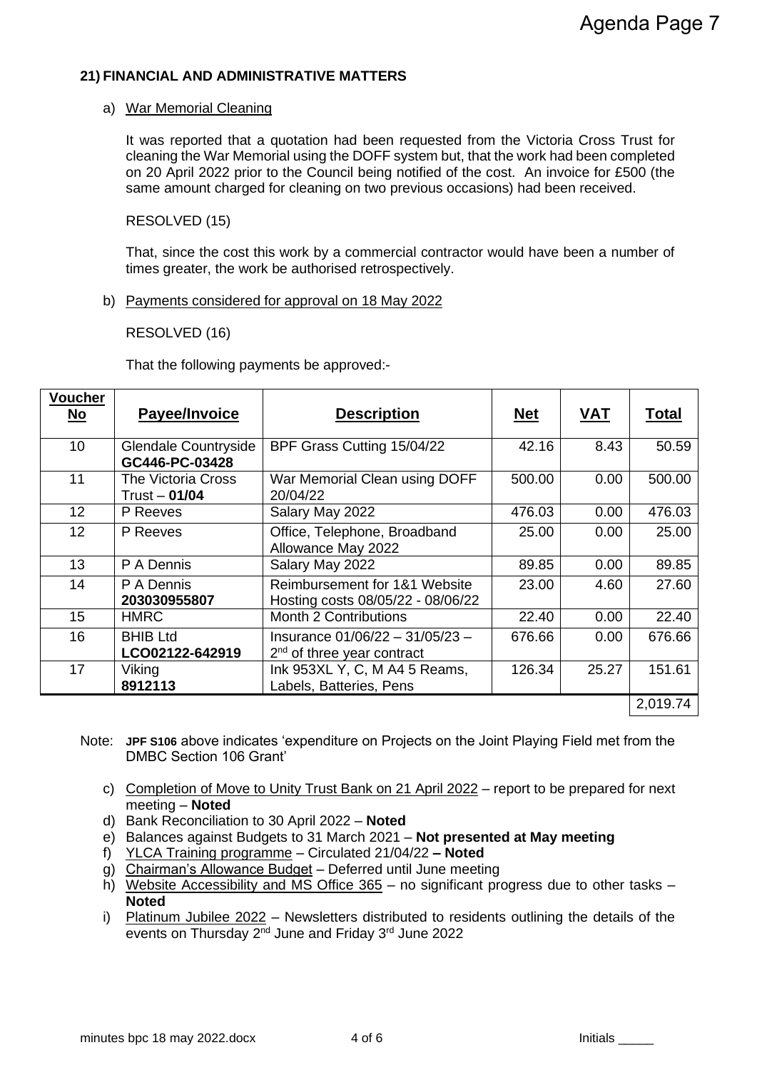### 21) FINANCIAL AND ADMINISTRATIVE MATTERS

a) War Memorial Cleaning

It was reported that a quotation had been requested from the Victoria Cross Trust for cleaning the War Memorial using the DOFF system but, that the work had been completed on 20 April 2022 prior to the Council being notified of the cost. An invoice for £500 (the same amount charged for cleaning on two previous occasions) had been received.

RESOLVED (15)

That, since the cost this work by a commercial contractor would have been a number of times greater, the work be authorised retrospectively.

b) Payments considered for approval on 18 May 2022

RESOLVED (16)

That the following payments be approved:-

| Voucher No | Payee/Invoice | Description | Net | VAT | Total |
|---|---|---|---|---|---|
| 10 | Glendale Countryside **GC446-PC-03428** | BPF Grass Cutting 15/04/22 | 42.16 | 8.43 | 50.59 |
| 11 | The Victoria Cross Trust – **01/04** | War Memorial Clean using DOFF 20/04/22 | 500.00 | 0.00 | 500.00 |
| 12 | P Reeves | Salary May 2022 | 476.03 | 0.00 | 476.03 |
| 12 | P Reeves | Office, Telephone, Broadband Allowance May 2022 | 25.00 | 0.00 | 25.00 |
| 13 | P A Dennis | Salary May 2022 | 89.85 | 0.00 | 89.85 |
| 14 | P A Dennis **203030955807** | Reimbursement for 1&1 Website Hosting costs 08/05/22 - 08/06/22 | 23.00 | 4.60 | 27.60 |
| 15 | HMRC | Month 2 Contributions | 22.40 | 0.00 | 22.40 |
| 16 | BHIB Ltd **LCO02122-642919** | Insurance 01/06/22 – 31/05/23 – 2nd of three year contract | 676.66 | 0.00 | 676.66 |
| 17 | Viking **8912113** | Ink 953XL Y, C, M A4 5 Reams, Labels, Batteries, Pens | 126.34 | 25.27 | 151.61 |
| | | | | | 2,019.74 |

Note: **JPF S106** above indicates 'expenditure on Projects on the Joint Playing Field met from the DMBC Section 106 Grant'

c) Completion of Move to Unity Trust Bank on 21 April 2022 – report to be prepared for next meeting – **Noted**
d) Bank Reconciliation to 30 April 2022 – **Noted**
e) Balances against Budgets to 31 March 2021 – **Not presented at May meeting**
f) YLCA Training programme – Circulated 21/04/22 **– Noted**
g) Chairman's Allowance Budget – Deferred until June meeting
h) Website Accessibility and MS Office 365 – no significant progress due to other tasks – **Noted**
i) Platinum Jubilee 2022 – Newsletters distributed to residents outlining the details of the events on Thursday 2nd June and Friday 3rd June 2022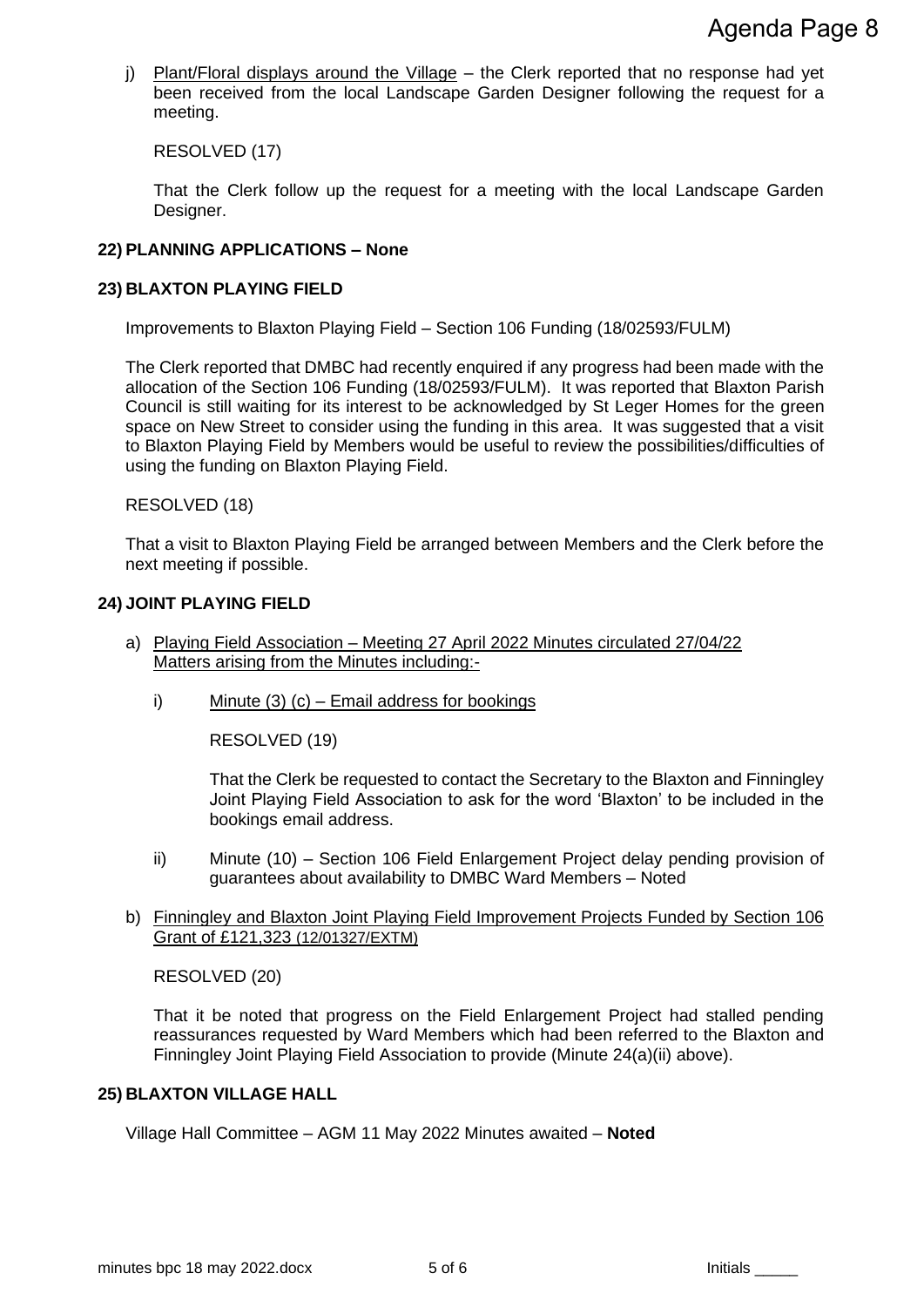j) Plant/Floral displays around the Village – the Clerk reported that no response had yet been received from the local Landscape Garden Designer following the request for a meeting.

RESOLVED (17)

That the Clerk follow up the request for a meeting with the local Landscape Garden Designer.

**22) PLANNING APPLICATIONS – None**

**23) BLAXTON PLAYING FIELD**

Improvements to Blaxton Playing Field – Section 106 Funding (18/02593/FULM)

The Clerk reported that DMBC had recently enquired if any progress had been made with the allocation of the Section 106 Funding (18/02593/FULM). It was reported that Blaxton Parish Council is still waiting for its interest to be acknowledged by St Leger Homes for the green space on New Street to consider using the funding in this area. It was suggested that a visit to Blaxton Playing Field by Members would be useful to review the possibilities/difficulties of using the funding on Blaxton Playing Field.

RESOLVED (18)

That a visit to Blaxton Playing Field be arranged between Members and the Clerk before the next meeting if possible.

**24) JOINT PLAYING FIELD**

a) Playing Field Association – Meeting 27 April 2022 Minutes circulated 27/04/22 Matters arising from the Minutes including:-

   i) Minute (3) (c) – Email address for bookings

   RESOLVED (19)

   That the Clerk be requested to contact the Secretary to the Blaxton and Finningley Joint Playing Field Association to ask for the word 'Blaxton' to be included in the bookings email address.

   ii) Minute (10) – Section 106 Field Enlargement Project delay pending provision of guarantees about availability to DMBC Ward Members – Noted

b) Finningley and Blaxton Joint Playing Field Improvement Projects Funded by Section 106 Grant of £121,323 (12/01327/EXTM)

RESOLVED (20)

That it be noted that progress on the Field Enlargement Project had stalled pending reassurances requested by Ward Members which had been referred to the Blaxton and Finningley Joint Playing Field Association to provide (Minute 24(a)(ii) above).

**25) BLAXTON VILLAGE HALL**

Village Hall Committee – AGM 11 May 2022 Minutes awaited – **Noted**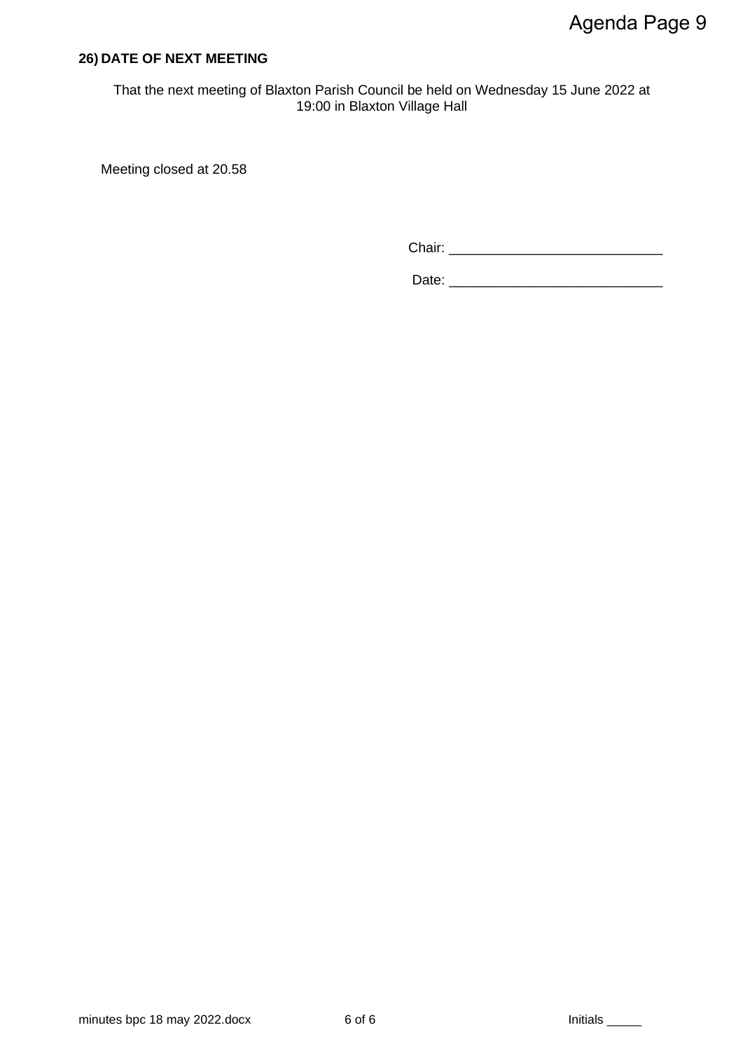## 26) DATE OF NEXT MEETING

That the next meeting of Blaxton Parish Council be held on Wednesday 15 June 2022 at 19:00 in Blaxton Village Hall

Meeting closed at 20.58

Chair: ____________________________

Date: ____________________________

Initials _____